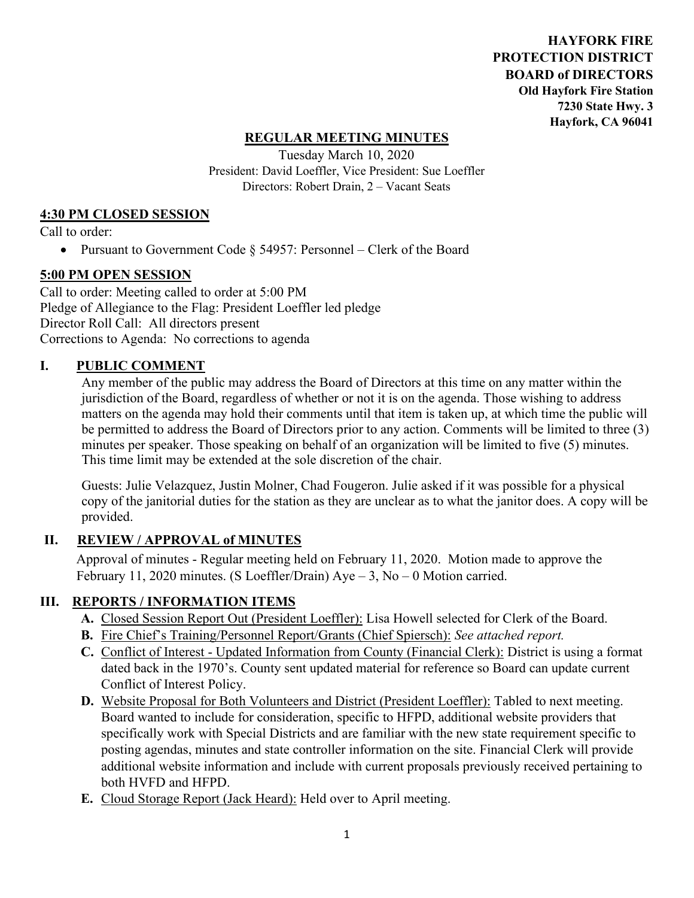**HAYFORK FIRE PROTECTION DISTRICT BOARD of DIRECTORS**
**Old Hayfork Fire Station**
**7230 State Hwy. 3**
**Hayfork, CA 96041**

## REGULAR MEETING MINUTES

Tuesday March 10, 2020
President: David Loeffler, Vice President: Sue Loeffler
Directors: Robert Drain, 2 – Vacant Seats

### 4:30 PM CLOSED SESSION

Call to order:

- Pursuant to Government Code § 54957: Personnel – Clerk of the Board

### 5:00 PM OPEN SESSION

Call to order: Meeting called to order at 5:00 PM
Pledge of Allegiance to the Flag: President Loeffler led pledge
Director Roll Call: All directors present
Corrections to Agenda: No corrections to agenda

### I. PUBLIC COMMENT

Any member of the public may address the Board of Directors at this time on any matter within the jurisdiction of the Board, regardless of whether or not it is on the agenda. Those wishing to address matters on the agenda may hold their comments until that item is taken up, at which time the public will be permitted to address the Board of Directors prior to any action. Comments will be limited to three (3) minutes per speaker. Those speaking on behalf of an organization will be limited to five (5) minutes. This time limit may be extended at the sole discretion of the chair.

Guests: Julie Velazquez, Justin Molner, Chad Fougeron. Julie asked if it was possible for a physical copy of the janitorial duties for the station as they are unclear as to what the janitor does. A copy will be provided.

### II. REVIEW / APPROVAL of MINUTES

Approval of minutes - Regular meeting held on February 11, 2020. Motion made to approve the February 11, 2020 minutes. (S Loeffler/Drain) Aye – 3, No – 0 Motion carried.

### III. REPORTS / INFORMATION ITEMS

- **A.** Closed Session Report Out (President Loeffler): Lisa Howell selected for Clerk of the Board.
- **B.** Fire Chief's Training/Personnel Report/Grants (Chief Spiersch): *See attached report.*
- **C.** Conflict of Interest - Updated Information from County (Financial Clerk): District is using a format dated back in the 1970's. County sent updated material for reference so Board can update current Conflict of Interest Policy.
- **D.** Website Proposal for Both Volunteers and District (President Loeffler): Tabled to next meeting. Board wanted to include for consideration, specific to HFPD, additional website providers that specifically work with Special Districts and are familiar with the new state requirement specific to posting agendas, minutes and state controller information on the site. Financial Clerk will provide additional website information and include with current proposals previously received pertaining to both HVFD and HFPD.
- **E.** Cloud Storage Report (Jack Heard): Held over to April meeting.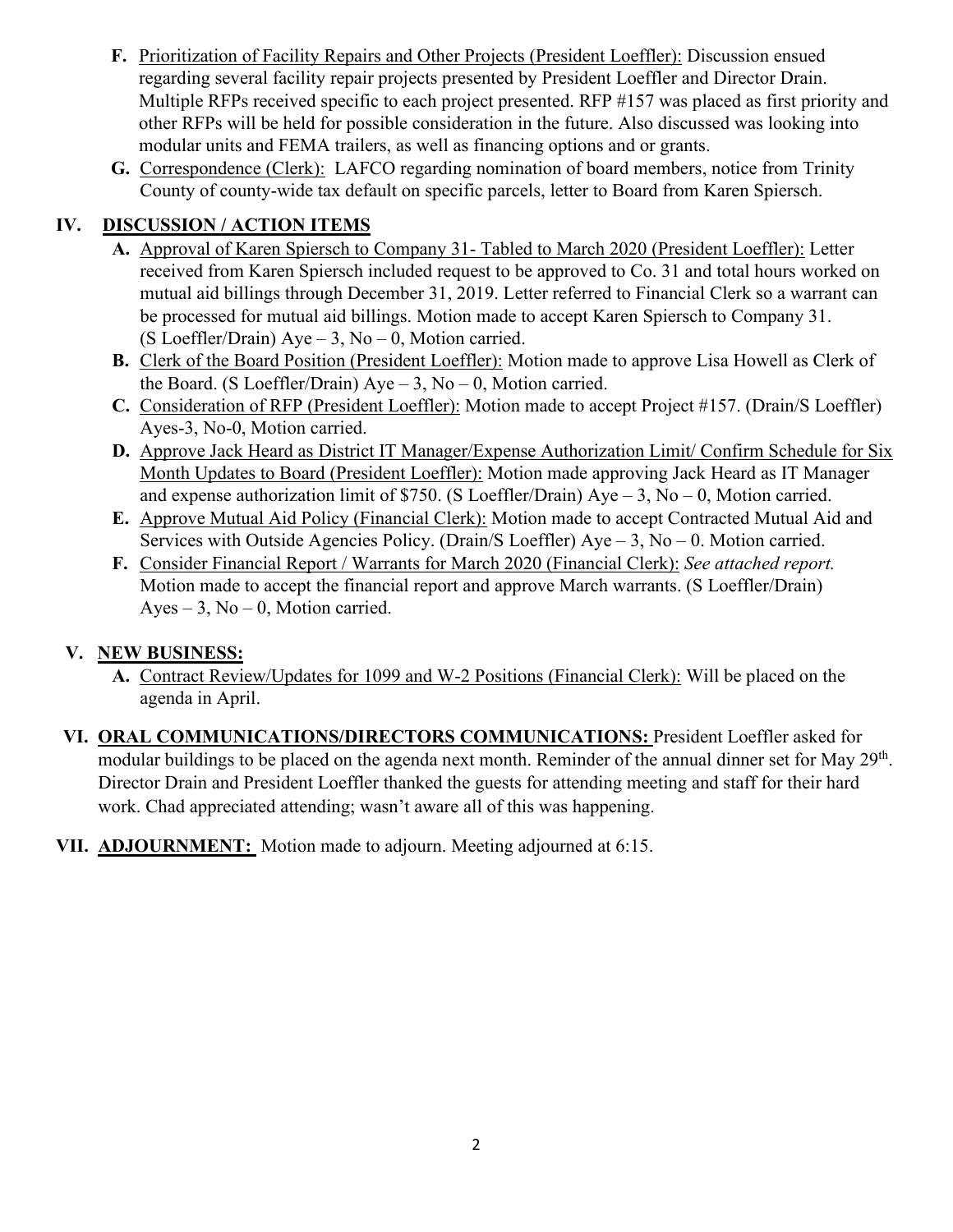- **F.** Prioritization of Facility Repairs and Other Projects (President Loeffler): Discussion ensued regarding several facility repair projects presented by President Loeffler and Director Drain. Multiple RFPs received specific to each project presented. RFP #157 was placed as first priority and other RFPs will be held for possible consideration in the future. Also discussed was looking into modular units and FEMA trailers, as well as financing options and or grants.
- **G.** Correspondence (Clerk): LAFCO regarding nomination of board members, notice from Trinity County of county-wide tax default on specific parcels, letter to Board from Karen Spiersch.

## IV. DISCUSSION / ACTION ITEMS

- **A.** Approval of Karen Spiersch to Company 31- Tabled to March 2020 (President Loeffler): Letter received from Karen Spiersch included request to be approved to Co. 31 and total hours worked on mutual aid billings through December 31, 2019. Letter referred to Financial Clerk so a warrant can be processed for mutual aid billings. Motion made to accept Karen Spiersch to Company 31. (S Loeffler/Drain) Aye – 3, No – 0, Motion carried.
- **B.** Clerk of the Board Position (President Loeffler): Motion made to approve Lisa Howell as Clerk of the Board. (S Loeffler/Drain) Aye – 3, No – 0, Motion carried.
- **C.** Consideration of RFP (President Loeffler): Motion made to accept Project #157. (Drain/S Loeffler) Ayes-3, No-0, Motion carried.
- **D.** Approve Jack Heard as District IT Manager/Expense Authorization Limit/ Confirm Schedule for Six Month Updates to Board (President Loeffler): Motion made approving Jack Heard as IT Manager and expense authorization limit of $750. (S Loeffler/Drain) Aye – 3, No – 0, Motion carried.
- **E.** Approve Mutual Aid Policy (Financial Clerk): Motion made to accept Contracted Mutual Aid and Services with Outside Agencies Policy. (Drain/S Loeffler) Aye – 3, No – 0. Motion carried.
- **F.** Consider Financial Report / Warrants for March 2020 (Financial Clerk): *See attached report.* Motion made to accept the financial report and approve March warrants. (S Loeffler/Drain) Ayes – 3, No – 0, Motion carried.

## V. NEW BUSINESS:

- **A.** Contract Review/Updates for 1099 and W-2 Positions (Financial Clerk): Will be placed on the agenda in April.

## VI. ORAL COMMUNICATIONS/DIRECTORS COMMUNICATIONS:

President Loeffler asked for modular buildings to be placed on the agenda next month. Reminder of the annual dinner set for May 29th. Director Drain and President Loeffler thanked the guests for attending meeting and staff for their hard work. Chad appreciated attending; wasn't aware all of this was happening.

## VII. ADJOURNMENT:

Motion made to adjourn. Meeting adjourned at 6:15.